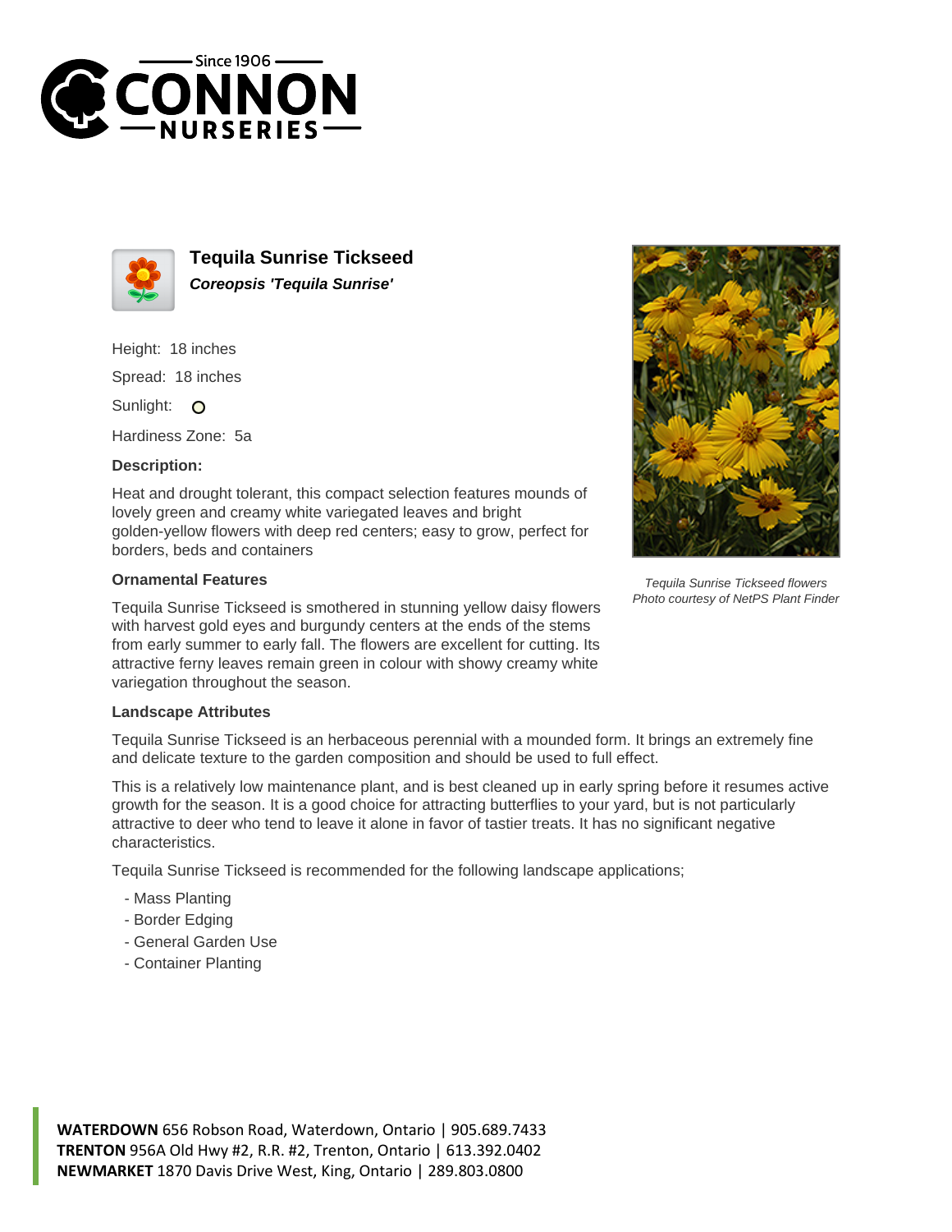# Tequila Sunrise Tickseed

***Coreopsis 'Tequila Sunrise'***

Height: 18 inches

Spread: 18 inches

Sunlight: O

Hardiness Zone: 5a

### Description:

Heat and drought tolerant, this compact selection features mounds of lovely green and creamy white variegated leaves and bright golden-yellow flowers with deep red centers; easy to grow, perfect for borders, beds and containers

### Ornamental Features

Tequila Sunrise Tickseed is smothered in stunning yellow daisy flowers with harvest gold eyes and burgundy centers at the ends of the stems from early summer to early fall. The flowers are excellent for cutting. Its attractive ferny leaves remain green in colour with showy creamy white variegation throughout the season.

*Tequila Sunrise Tickseed flowers*
*Photo courtesy of NetPS Plant Finder*

### Landscape Attributes

Tequila Sunrise Tickseed is an herbaceous perennial with a mounded form. It brings an extremely fine and delicate texture to the garden composition and should be used to full effect.

This is a relatively low maintenance plant, and is best cleaned up in early spring before it resumes active growth for the season. It is a good choice for attracting butterflies to your yard, but is not particularly attractive to deer who tend to leave it alone in favor of tastier treats. It has no significant negative characteristics.

Tequila Sunrise Tickseed is recommended for the following landscape applications;

- Mass Planting
- Border Edging
- General Garden Use
- Container Planting

**WATERDOWN** 656 Robson Road, Waterdown, Ontario | 905.689.7433
**TRENTON** 956A Old Hwy #2, R.R. #2, Trenton, Ontario | 613.392.0402
**NEWMARKET** 1870 Davis Drive West, King, Ontario | 289.803.0800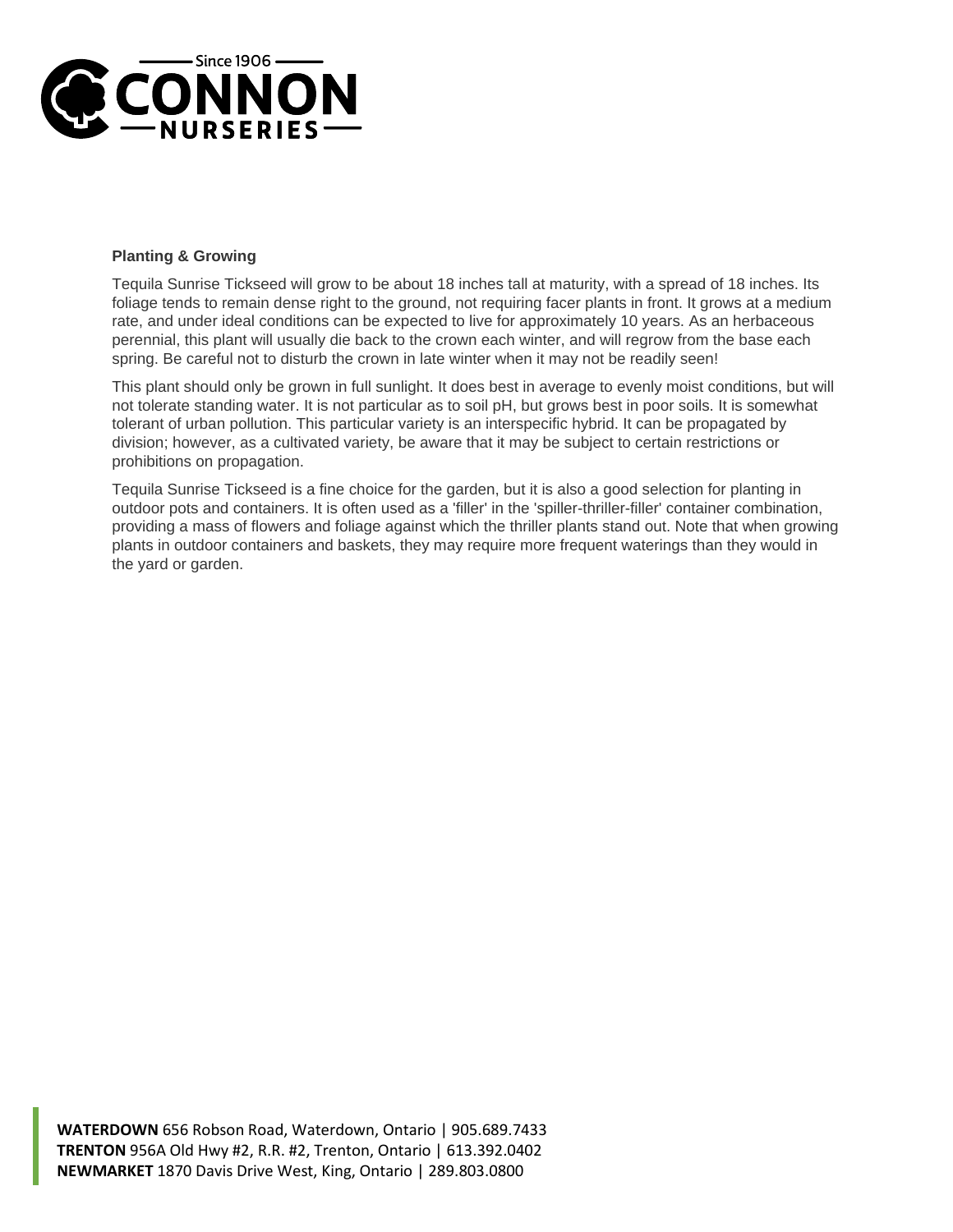### Planting & Growing

Tequila Sunrise Tickseed will grow to be about 18 inches tall at maturity, with a spread of 18 inches. Its foliage tends to remain dense right to the ground, not requiring facer plants in front. It grows at a medium rate, and under ideal conditions can be expected to live for approximately 10 years. As an herbaceous perennial, this plant will usually die back to the crown each winter, and will regrow from the base each spring. Be careful not to disturb the crown in late winter when it may not be readily seen!

This plant should only be grown in full sunlight. It does best in average to evenly moist conditions, but will not tolerate standing water. It is not particular as to soil pH, but grows best in poor soils. It is somewhat tolerant of urban pollution. This particular variety is an interspecific hybrid. It can be propagated by division; however, as a cultivated variety, be aware that it may be subject to certain restrictions or prohibitions on propagation.

Tequila Sunrise Tickseed is a fine choice for the garden, but it is also a good selection for planting in outdoor pots and containers. It is often used as a 'filler' in the 'spiller-thriller-filler' container combination, providing a mass of flowers and foliage against which the thriller plants stand out. Note that when growing plants in outdoor containers and baskets, they may require more frequent waterings than they would in the yard or garden.